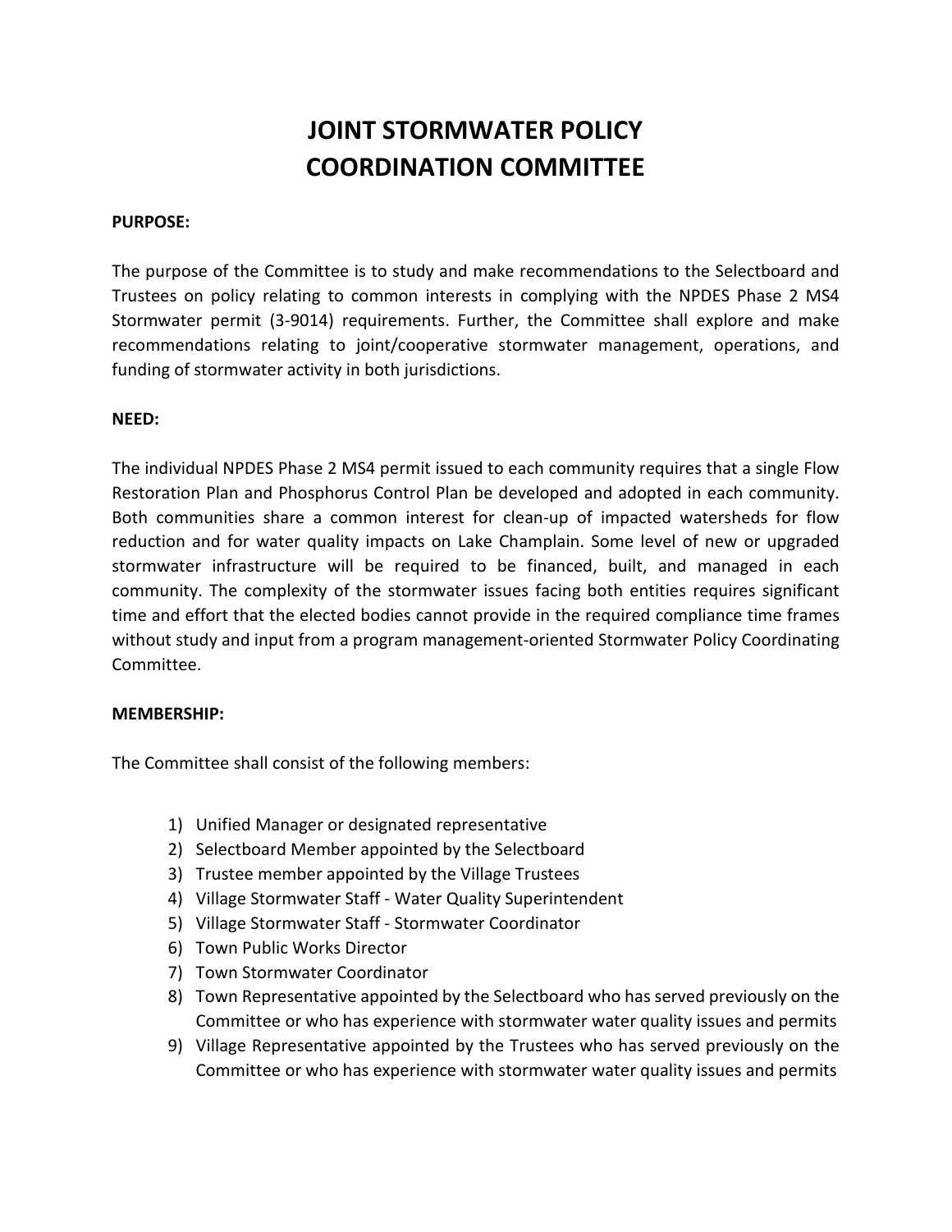# JOINT STORMWATER POLICY COORDINATION COMMITTEE

**PURPOSE:**

The purpose of the Committee is to study and make recommendations to the Selectboard and Trustees on policy relating to common interests in complying with the NPDES Phase 2 MS4 Stormwater permit (3-9014) requirements. Further, the Committee shall explore and make recommendations relating to joint/cooperative stormwater management, operations, and funding of stormwater activity in both jurisdictions.

**NEED:**

The individual NPDES Phase 2 MS4 permit issued to each community requires that a single Flow Restoration Plan and Phosphorus Control Plan be developed and adopted in each community. Both communities share a common interest for clean-up of impacted watersheds for flow reduction and for water quality impacts on Lake Champlain. Some level of new or upgraded stormwater infrastructure will be required to be financed, built, and managed in each community. The complexity of the stormwater issues facing both entities requires significant time and effort that the elected bodies cannot provide in the required compliance time frames without study and input from a program management-oriented Stormwater Policy Coordinating Committee.

**MEMBERSHIP:**

The Committee shall consist of the following members:

1) Unified Manager or designated representative
2) Selectboard Member appointed by the Selectboard
3) Trustee member appointed by the Village Trustees
4) Village Stormwater Staff - Water Quality Superintendent
5) Village Stormwater Staff - Stormwater Coordinator
6) Town Public Works Director
7) Town Stormwater Coordinator
8) Town Representative appointed by the Selectboard who has served previously on the Committee or who has experience with stormwater water quality issues and permits
9) Village Representative appointed by the Trustees who has served previously on the Committee or who has experience with stormwater water quality issues and permits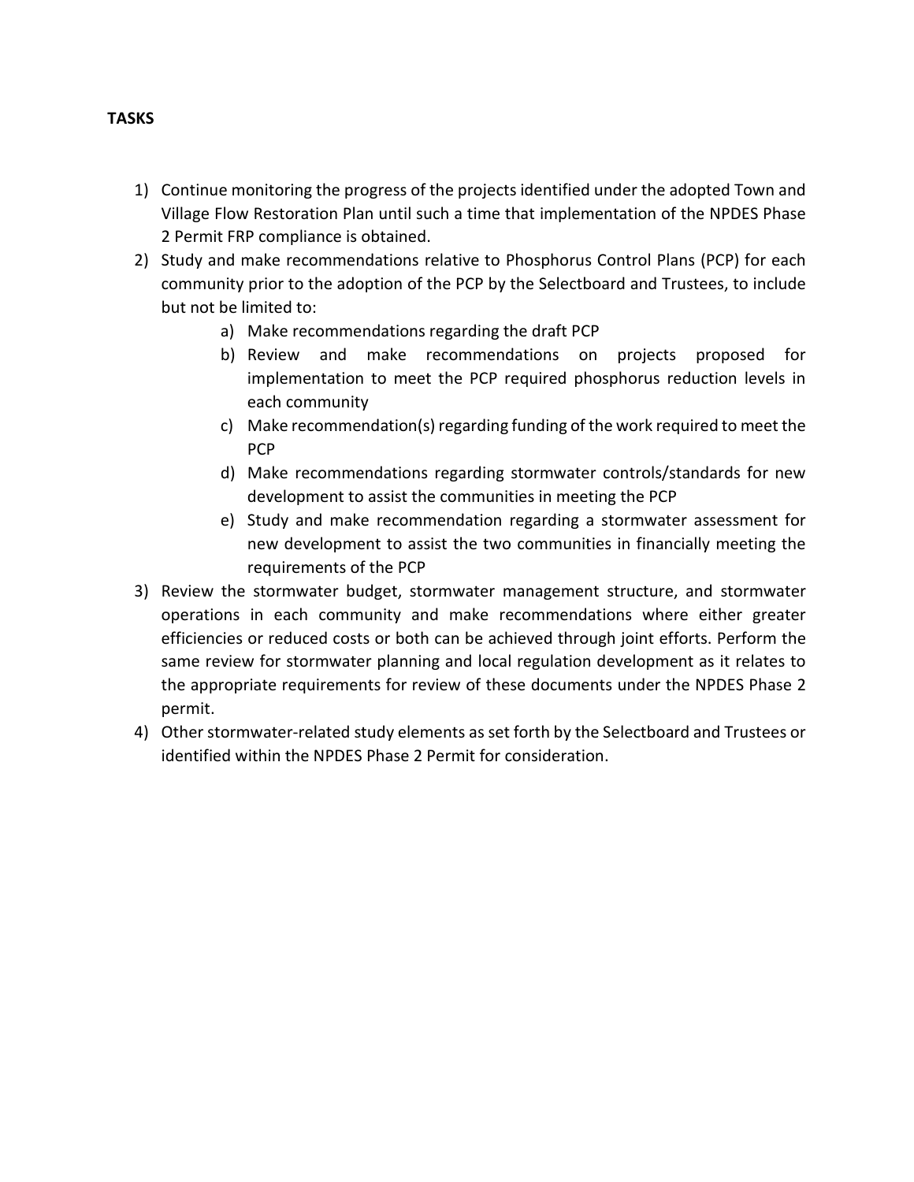**TASKS**

1) Continue monitoring the progress of the projects identified under the adopted Town and Village Flow Restoration Plan until such a time that implementation of the NPDES Phase 2 Permit FRP compliance is obtained.
2) Study and make recommendations relative to Phosphorus Control Plans (PCP) for each community prior to the adoption of the PCP by the Selectboard and Trustees, to include but not be limited to:
    a) Make recommendations regarding the draft PCP
    b) Review and make recommendations on projects proposed for implementation to meet the PCP required phosphorus reduction levels in each community
    c) Make recommendation(s) regarding funding of the work required to meet the PCP
    d) Make recommendations regarding stormwater controls/standards for new development to assist the communities in meeting the PCP
    e) Study and make recommendation regarding a stormwater assessment for new development to assist the two communities in financially meeting the requirements of the PCP
3) Review the stormwater budget, stormwater management structure, and stormwater operations in each community and make recommendations where either greater efficiencies or reduced costs or both can be achieved through joint efforts. Perform the same review for stormwater planning and local regulation development as it relates to the appropriate requirements for review of these documents under the NPDES Phase 2 permit.
4) Other stormwater-related study elements as set forth by the Selectboard and Trustees or identified within the NPDES Phase 2 Permit for consideration.